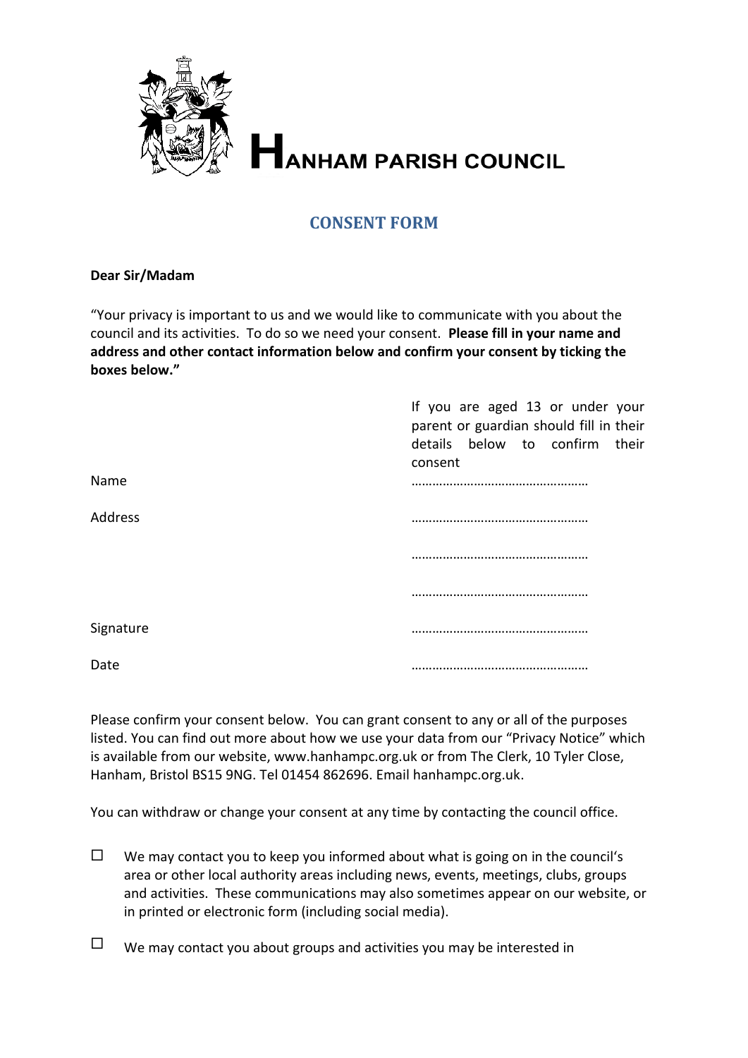# HANHAM PARISH COUNCIL

## CONSENT FORM

**Dear Sir/Madam**

"Your privacy is important to us and we would like to communicate with you about the council and its activities. To do so we need your consent. **Please fill in your name and address and other contact information below and confirm your consent by ticking the boxes below."**

| | If you are aged 13 or under your parent or guardian should fill in their details below to confirm their consent |
|---|---|
| Name | …………………………………………… |
| Address | …………………………………………… |
| | …………………………………………… |
| | …………………………………………… |
| Signature | …………………………………………… |
| Date | …………………………………………… |

Please confirm your consent below. You can grant consent to any or all of the purposes listed. You can find out more about how we use your data from our "Privacy Notice" which is available from our website, www.hanhampc.org.uk or from The Clerk, 10 Tyler Close, Hanham, Bristol BS15 9NG. Tel 01454 862696. Email hanhampc.org.uk.

You can withdraw or change your consent at any time by contacting the council office.

- ☐ We may contact you to keep you informed about what is going on in the council's area or other local authority areas including news, events, meetings, clubs, groups and activities. These communications may also sometimes appear on our website, or in printed or electronic form (including social media).

- ☐ We may contact you about groups and activities you may be interested in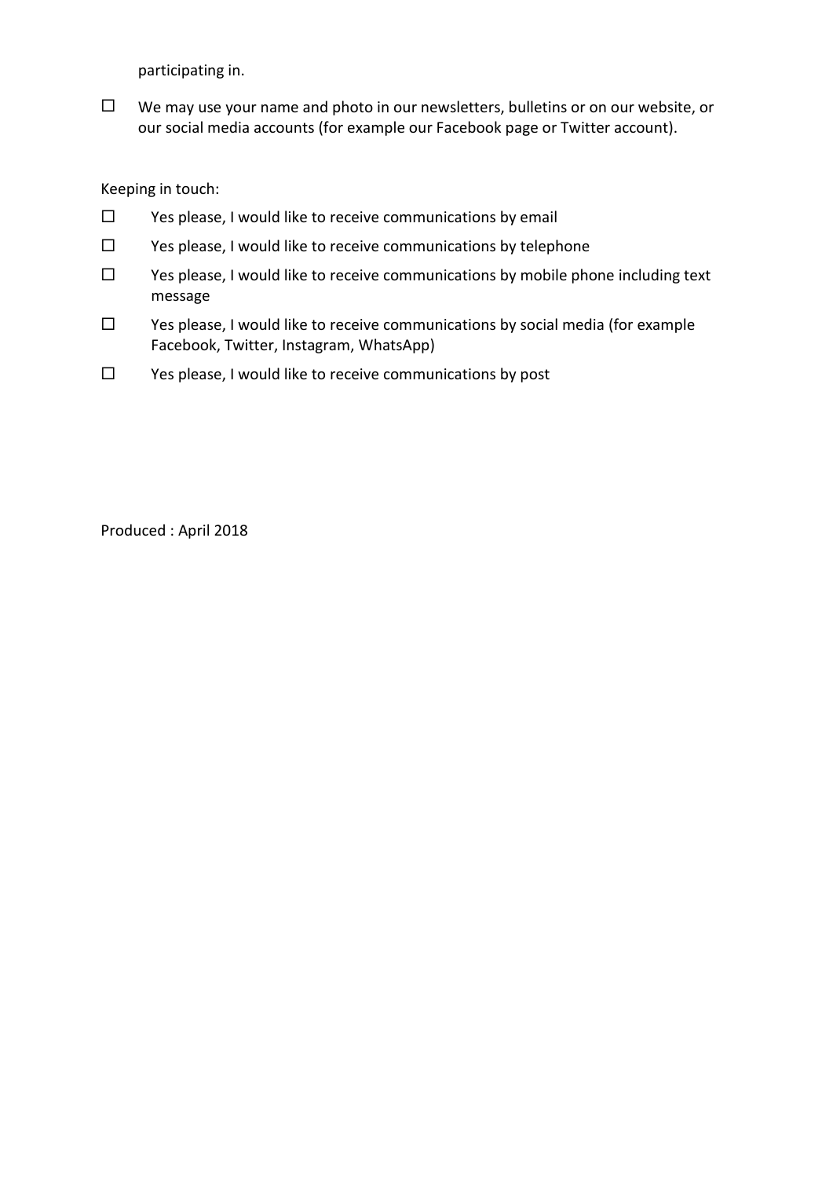participating in.

☐ We may use your name and photo in our newsletters, bulletins or on our website, or our social media accounts (for example our Facebook page or Twitter account).

Keeping in touch:

☐ Yes please, I would like to receive communications by email

☐ Yes please, I would like to receive communications by telephone

☐ Yes please, I would like to receive communications by mobile phone including text message

☐ Yes please, I would like to receive communications by social media (for example Facebook, Twitter, Instagram, WhatsApp)

☐ Yes please, I would like to receive communications by post

Produced : April 2018